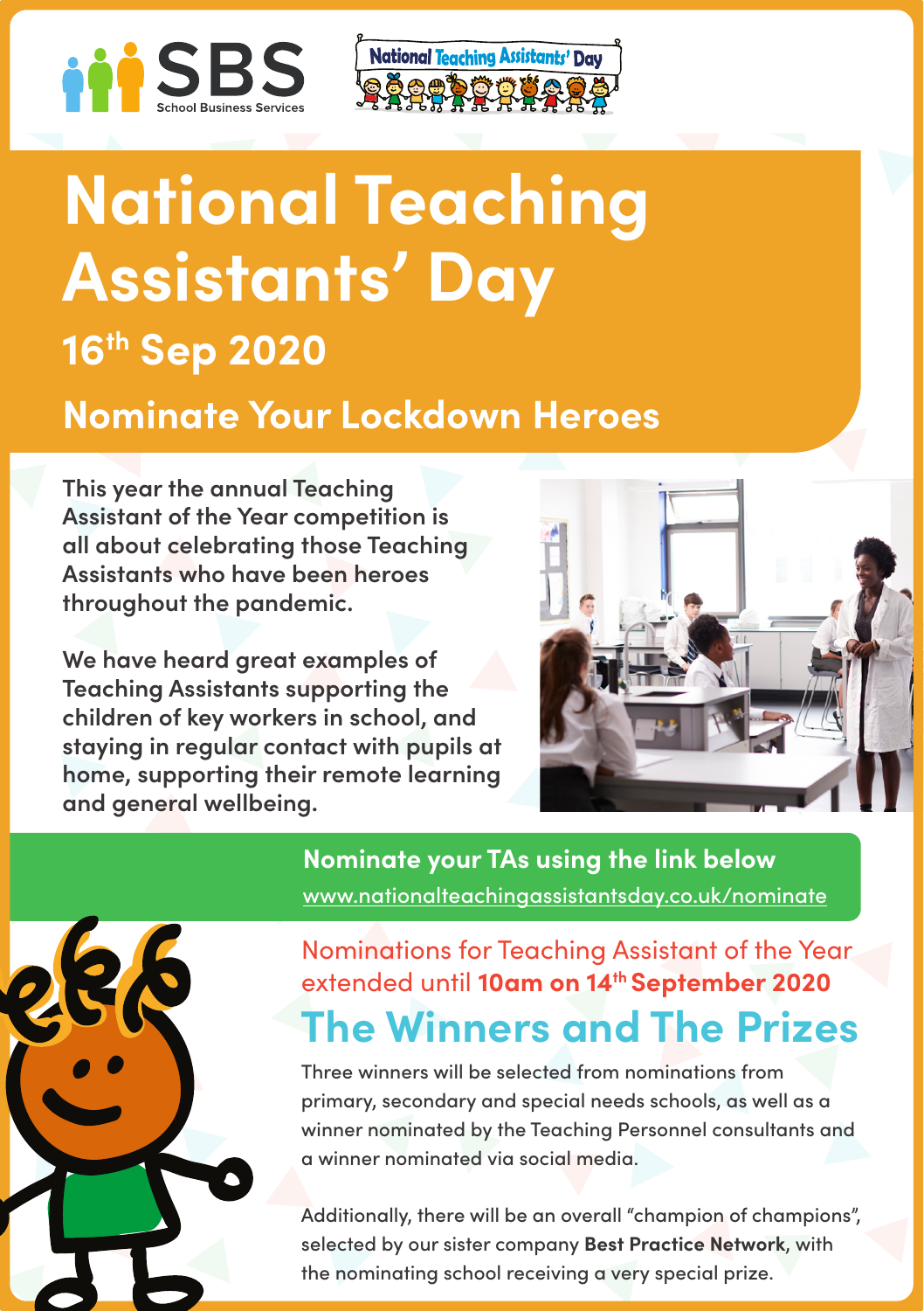SBS School Business Services

National Teaching Assistants' Day

# National Teaching Assistants' Day

## 16th Sep 2020

## Nominate Your Lockdown Heroes

**This year the annual Teaching Assistant of the Year competition is all about celebrating those Teaching Assistants who have been heroes throughout the pandemic.**

**We have heard great examples of Teaching Assistants supporting the children of key workers in school, and staying in regular contact with pupils at home, supporting their remote learning and general wellbeing.**

**Nominate your TAs using the link below**
www.nationalteachingassistantsday.co.uk/nominate

Nominations for Teaching Assistant of the Year extended until **10am on 14th September 2020**

## The Winners and The Prizes

Three winners will be selected from nominations from primary, secondary and special needs schools, as well as a winner nominated by the Teaching Personnel consultants and a winner nominated via social media.

Additionally, there will be an overall "champion of champions", selected by our sister company **Best Practice Network**, with the nominating school receiving a very special prize.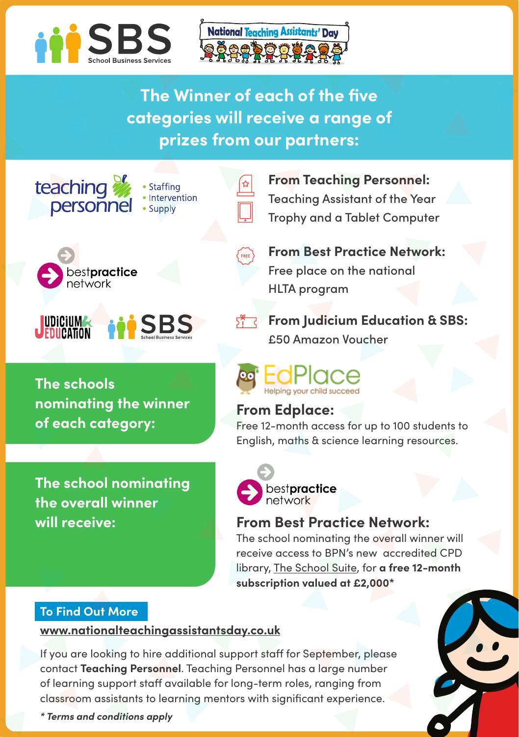SBS School Business Services

National Teaching Assistants' Day

## The Winner of each of the five categories will receive a range of prizes from our partners:

teaching personnel
- Staffing
- Intervention
- Supply

**From Teaching Personnel:**
Teaching Assistant of the Year Trophy and a Tablet Computer

best**practice** network

**From Best Practice Network:**
Free place on the national HLTA program

Judicium Education & SBS School Business Services

**From Judicium Education & SBS:**
£50 Amazon Voucher

### The schools nominating the winner of each category:

EdPlace — Helping your child succeed

**From Edplace:**
Free 12-month access for up to 100 students to English, maths & science learning resources.

### The school nominating the overall winner will receive:

best**practice** network

**From Best Practice Network:**
The school nominating the overall winner will receive access to BPN's new accredited CPD library, The School Suite, for **a free 12-month subscription valued at £2,000***

**To Find Out More**

**www.nationalteachingassistantsday.co.uk**

If you are looking to hire additional support staff for September, please contact **Teaching Personnel**. Teaching Personnel has a large number of learning support staff available for long-term roles, ranging from classroom assistants to learning mentors with significant experience.

***** *Terms and conditions apply***